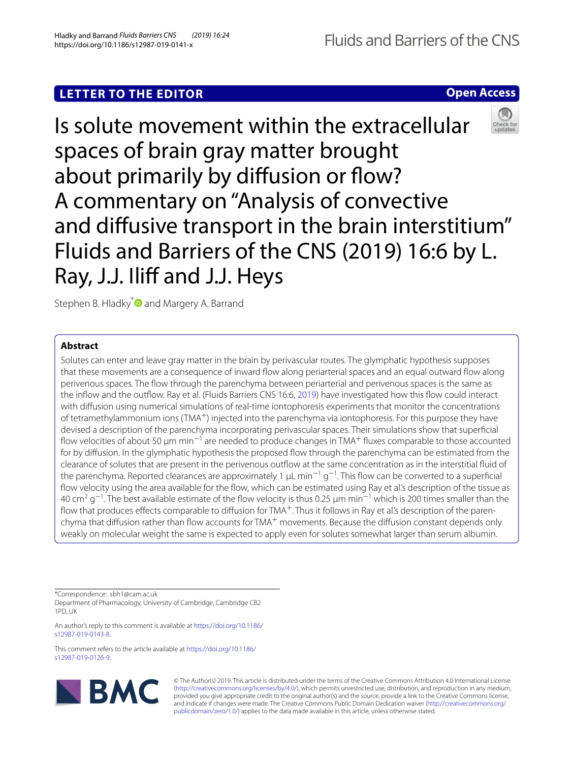LETTER TO THE EDITOR

Open Access

# Is solute movement within the extracellular spaces of brain gray matter brought about primarily by diffusion or flow? A commentary on "Analysis of convective and diffusive transport in the brain interstitium" Fluids and Barriers of the CNS (2019) 16:6 by L. Ray, J.J. Iliff and J.J. Heys

Stephen B. Hladky* and Margery A. Barrand

## Abstract

Solutes can enter and leave gray matter in the brain by perivascular routes. The glymphatic hypothesis supposes that these movements are a consequence of inward flow along periarterial spaces and an equal outward flow along perivenous spaces. The flow through the parenchyma between periarterial and perivenous spaces is the same as the inflow and the outflow. Ray et al. (Fluids Barriers CNS 16:6, 2019) have investigated how this flow could interact with diffusion using numerical simulations of real-time iontophoresis experiments that monitor the concentrations of tetramethylammonium ions ($TMA^+$) injected into the parenchyma via iontophoresis. For this purpose they have devised a description of the parenchyma incorporating perivascular spaces. Their simulations show that superficial flow velocities of about 50 μm $min^{-1}$ are needed to produce changes in $TMA^+$ fluxes comparable to those accounted for by diffusion. In the glymphatic hypothesis the proposed flow through the parenchyma can be estimated from the clearance of solutes that are present in the perivenous outflow at the same concentration as in the interstitial fluid of the parenchyma. Reported clearances are approximately 1 μL $min^{-1}$ $g^{-1}$. This flow can be converted to a superficial flow velocity using the area available for the flow, which can be estimated using Ray et al.'s description of the tissue as 40 $cm^2$ $g^{-1}$. The best available estimate of the flow velocity is thus 0.25 μm $min^{-1}$ which is 200 times smaller than the flow that produces effects comparable to diffusion for $TMA^+$. Thus it follows in Ray et al.'s description of the parenchyma that diffusion rather than flow accounts for $TMA^+$ movements. Because the diffusion constant depends only weakly on molecular weight the same is expected to apply even for solutes somewhat larger than serum albumin.

*Correspondence: sbh1@cam.ac.uk
Department of Pharmacology, University of Cambridge, Cambridge CB2 1PD, UK

An author's reply to this comment is available at https://doi.org/10.1186/s12987-019-0143-8.

This comment refers to the article available at https://doi.org/10.1186/s12987-019-0126-9.

© The Author(s) 2019. This article is distributed under the terms of the Creative Commons Attribution 4.0 International License (http://creativecommons.org/licenses/by/4.0/), which permits unrestricted use, distribution, and reproduction in any medium, provided you give appropriate credit to the original author(s) and the source, provide a link to the Creative Commons license, and indicate if changes were made. The Creative Commons Public Domain Dedication waiver (http://creativecommons.org/publicdomain/zero/1.0/) applies to the data made available in this article, unless otherwise stated.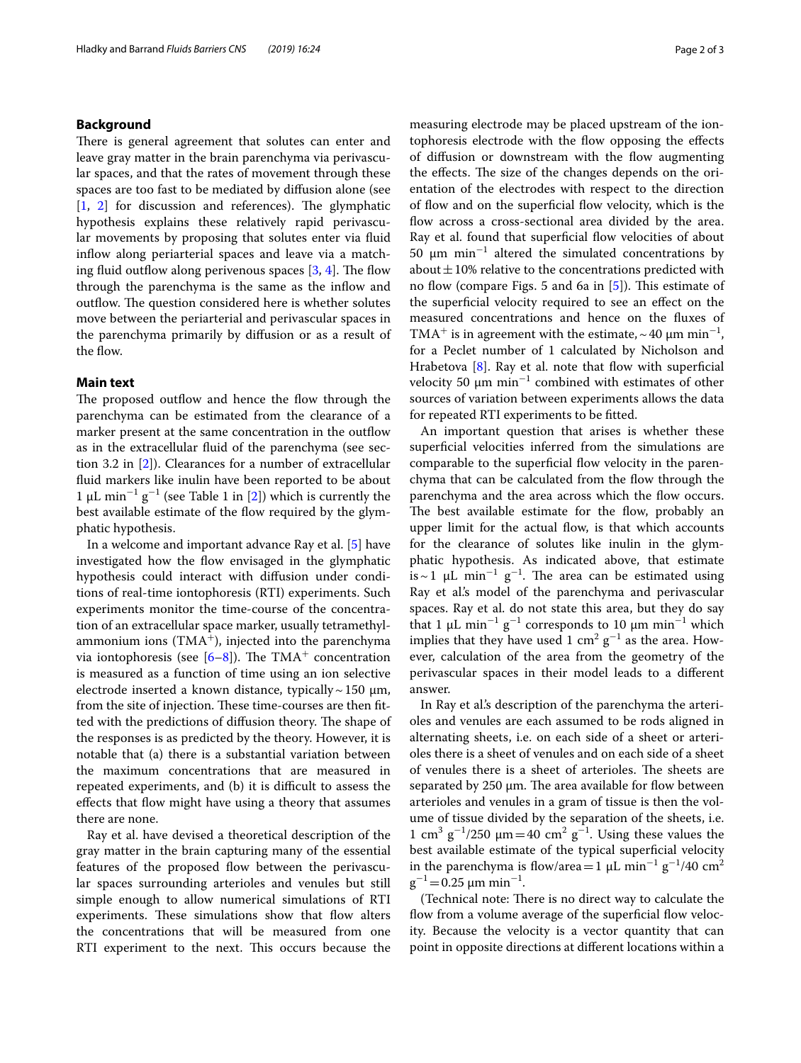## Background

There is general agreement that solutes can enter and leave gray matter in the brain parenchyma via perivascular spaces, and that the rates of movement through these spaces are too fast to be mediated by diffusion alone (see [1, 2] for discussion and references). The glymphatic hypothesis explains these relatively rapid perivascular movements by proposing that solutes enter via fluid inflow along periarterial spaces and leave via a matching fluid outflow along perivenous spaces [3, 4]. The flow through the parenchyma is the same as the inflow and outflow. The question considered here is whether solutes move between the periarterial and perivascular spaces in the parenchyma primarily by diffusion or as a result of the flow.

## Main text

The proposed outflow and hence the flow through the parenchyma can be estimated from the clearance of a marker present at the same concentration in the outflow as in the extracellular fluid of the parenchyma (see section 3.2 in [2]). Clearances for a number of extracellular fluid markers like inulin have been reported to be about 1 µL min$^{-1}$ g$^{-1}$ (see Table 1 in [2]) which is currently the best available estimate of the flow required by the glymphatic hypothesis.

In a welcome and important advance Ray et al. [5] have investigated how the flow envisaged in the glymphatic hypothesis could interact with diffusion under conditions of real-time iontophoresis (RTI) experiments. Such experiments monitor the time-course of the concentration of an extracellular space marker, usually tetramethylammonium ions ($TMA^+$), injected into the parenchyma via iontophoresis (see [6–8]). The $TMA^+$ concentration is measured as a function of time using an ion selective electrode inserted a known distance, typically ~ 150 µm, from the site of injection. These time-courses are then fitted with the predictions of diffusion theory. The shape of the responses is as predicted by the theory. However, it is notable that (a) there is a substantial variation between the maximum concentrations that are measured in repeated experiments, and (b) it is difficult to assess the effects that flow might have using a theory that assumes there are none.

Ray et al. have devised a theoretical description of the gray matter in the brain capturing many of the essential features of the proposed flow between the perivascular spaces surrounding arterioles and venules but still simple enough to allow numerical simulations of RTI experiments. These simulations show that flow alters the concentrations that will be measured from one RTI experiment to the next. This occurs because the measuring electrode may be placed upstream of the iontophoresis electrode with the flow opposing the effects of diffusion or downstream with the flow augmenting the effects. The size of the changes depends on the orientation of the electrodes with respect to the direction of flow and on the superficial flow velocity, which is the flow across a cross-sectional area divided by the area. Ray et al. found that superficial flow velocities of about 50 µm min$^{-1}$ altered the simulated concentrations by about ± 10% relative to the concentrations predicted with no flow (compare Figs. 5 and 6a in [5]). This estimate of the superficial velocity required to see an effect on the measured concentrations and hence on the fluxes of $TMA^+$ is in agreement with the estimate, ~ 40 µm min$^{-1}$, for a Peclet number of 1 calculated by Nicholson and Hrabetova [8]. Ray et al. note that flow with superficial velocity 50 µm min$^{-1}$ combined with estimates of other sources of variation between experiments allows the data for repeated RTI experiments to be fitted.

An important question that arises is whether these superficial velocities inferred from the simulations are comparable to the superficial flow velocity in the parenchyma that can be calculated from the flow through the parenchyma and the area across which the flow occurs. The best available estimate for the flow, probably an upper limit for the actual flow, is that which accounts for the clearance of solutes like inulin in the glymphatic hypothesis. As indicated above, that estimate is ~ 1 µL min$^{-1}$ g$^{-1}$. The area can be estimated using Ray et al.'s model of the parenchyma and perivascular spaces. Ray et al. do not state this area, but they do say that 1 µL min$^{-1}$ g$^{-1}$ corresponds to 10 µm min$^{-1}$ which implies that they have used 1 cm$^2$ g$^{-1}$ as the area. However, calculation of the area from the geometry of the perivascular spaces in their model leads to a different answer.

In Ray et al.'s description of the parenchyma the arterioles and venules are each assumed to be rods aligned in alternating sheets, i.e. on each side of a sheet or arterioles there is a sheet of venules and on each side of a sheet of venules there is a sheet of arterioles. The sheets are separated by 250 µm. The area available for flow between arterioles and venules in a gram of tissue is then the volume of tissue divided by the separation of the sheets, i.e. 1 cm$^3$ g$^{-1}$/250 µm = 40 cm$^2$ g$^{-1}$. Using these values the best available estimate of the typical superficial velocity in the parenchyma is flow/area = 1 µL min$^{-1}$ g$^{-1}$/40 cm$^2$ g$^{-1}$ = 0.25 µm min$^{-1}$.

(Technical note: There is no direct way to calculate the flow from a volume average of the superficial flow velocity. Because the velocity is a vector quantity that can point in opposite directions at different locations within a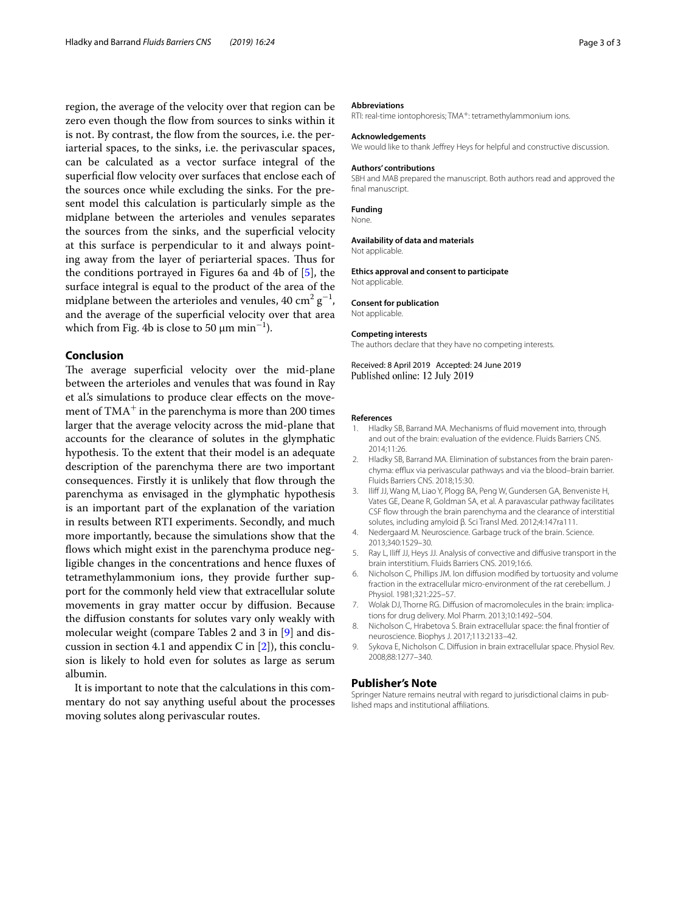region, the average of the velocity over that region can be zero even though the flow from sources to sinks within it is not. By contrast, the flow from the sources, i.e. the periarterial spaces, to the sinks, i.e. the perivascular spaces, can be calculated as a vector surface integral of the superficial flow velocity over surfaces that enclose each of the sources once while excluding the sinks. For the present model this calculation is particularly simple as the midplane between the arterioles and venules separates the sources from the sinks, and the superficial velocity at this surface is perpendicular to it and always pointing away from the layer of periarterial spaces. Thus for the conditions portrayed in Figures 6a and 4b of [5], the surface integral is equal to the product of the area of the midplane between the arterioles and venules, 40 $cm^2\ g^{-1}$, and the average of the superficial velocity over that area which from Fig. 4b is close to 50 µm $min^{-1}$).

## Conclusion

The average superficial velocity over the mid-plane between the arterioles and venules that was found in Ray et al.'s simulations to produce clear effects on the movement of $TMA^+$ in the parenchyma is more than 200 times larger that the average velocity across the mid-plane that accounts for the clearance of solutes in the glymphatic hypothesis. To the extent that their model is an adequate description of the parenchyma there are two important consequences. Firstly it is unlikely that flow through the parenchyma as envisaged in the glymphatic hypothesis is an important part of the explanation of the variation in results between RTI experiments. Secondly, and much more importantly, because the simulations show that the flows which might exist in the parenchyma produce negligible changes in the concentrations and hence fluxes of tetramethylammonium ions, they provide further support for the commonly held view that extracellular solute movements in gray matter occur by diffusion. Because the diffusion constants for solutes vary only weakly with molecular weight (compare Tables 2 and 3 in [9] and discussion in section 4.1 and appendix C in [2]), this conclusion is likely to hold even for solutes as large as serum albumin.

It is important to note that the calculations in this commentary do not say anything useful about the processes moving solutes along perivascular routes.

#### Abbreviations

RTI: real-time iontophoresis; $TMA^+$: tetramethylammonium ions.

#### Acknowledgements

We would like to thank Jeffrey Heys for helpful and constructive discussion.

#### Authors' contributions

SBH and MAB prepared the manuscript. Both authors read and approved the final manuscript.

#### Funding

None.

#### Availability of data and materials

Not applicable.

#### Ethics approval and consent to participate

Not applicable.

#### Consent for publication

Not applicable.

#### Competing interests

The authors declare that they have no competing interests.

Received: 8 April 2019 Accepted: 24 June 2019
Published online: 12 July 2019

#### References

1. Hladky SB, Barrand MA. Mechanisms of fluid movement into, through and out of the brain: evaluation of the evidence. Fluids Barriers CNS. 2014;11:26.
2. Hladky SB, Barrand MA. Elimination of substances from the brain parenchyma: efflux via perivascular pathways and via the blood–brain barrier. Fluids Barriers CNS. 2018;15:30.
3. Iliff JJ, Wang M, Liao Y, Plogg BA, Peng W, Gundersen GA, Benveniste H, Vates GE, Deane R, Goldman SA, et al. A paravascular pathway facilitates CSF flow through the brain parenchyma and the clearance of interstitial solutes, including amyloid β. Sci Transl Med. 2012;4:147ra111.
4. Nedergaard M. Neuroscience. Garbage truck of the brain. Science. 2013;340:1529–30.
5. Ray L, Iliff JJ, Heys JJ. Analysis of convective and diffusive transport in the brain interstitium. Fluids Barriers CNS. 2019;16:6.
6. Nicholson C, Phillips JM. Ion diffusion modified by tortuosity and volume fraction in the extracellular micro-environment of the rat cerebellum. J Physiol. 1981;321:225–57.
7. Wolak DJ, Thorne RG. Diffusion of macromolecules in the brain: implications for drug delivery. Mol Pharm. 2013;10:1492–504.
8. Nicholson C, Hrabetova S. Brain extracellular space: the final frontier of neuroscience. Biophys J. 2017;113:2133–42.
9. Sykova E, Nicholson C. Diffusion in brain extracellular space. Physiol Rev. 2008;88:1277–340.

## Publisher's Note

Springer Nature remains neutral with regard to jurisdictional claims in published maps and institutional affiliations.